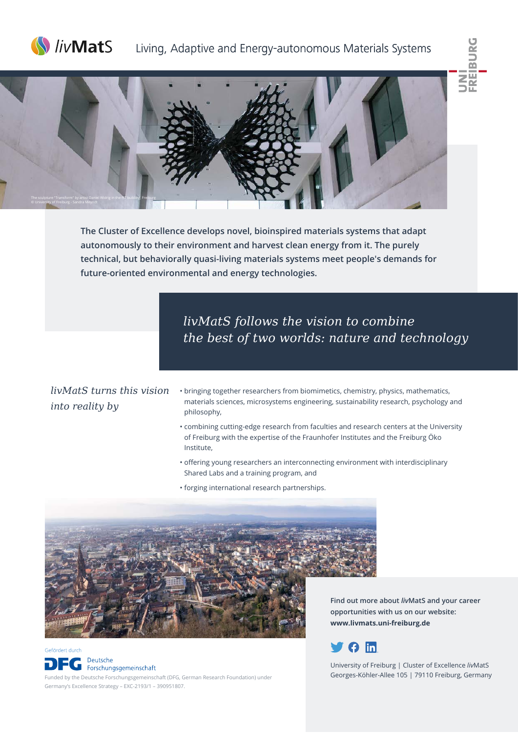*liv*MatS Living, Adaptive and Energy-autonomous Materials Systems

UNI FREIBURG

The sculpture "Transform" by artist Daniel Widrig in the FIT building, Freiburg
© University of Freiburg - Sandra Meyndt

**The Cluster of Excellence develops novel, bioinspired materials systems that adapt autonomously to their environment and harvest clean energy from it. The purely technical, but behaviorally quasi-living materials systems meet people's demands for future-oriented environmental and energy technologies.**

*livMatS follows the vision to combine the best of two worlds: nature and technology*

*livMatS turns this vision into reality by*

- bringing together researchers from biomimetics, chemistry, physics, mathematics, materials sciences, microsystems engineering, sustainability research, psychology and philosophy,
- combining cutting-edge research from faculties and research centers at the University of Freiburg with the expertise of the Fraunhofer Institutes and the Freiburg Öko Institute,
- offering young researchers an interconnecting environment with interdisciplinary Shared Labs and a training program, and
- forging international research partnerships.

**Find out more about *liv*MatS and your career opportunities with us on our website: www.livmats.uni-freiburg.de**

University of Freiburg | Cluster of Excellence *liv*MatS
Georges-Köhler-Allee 105 | 79110 Freiburg, Germany

Gefördert durch
DFG Deutsche Forschungsgemeinschaft

Funded by the Deutsche Forschungsgemeinschaft (DFG, German Research Foundation) under Germany's Excellence Strategy – EXC-2193/1 – 390951807.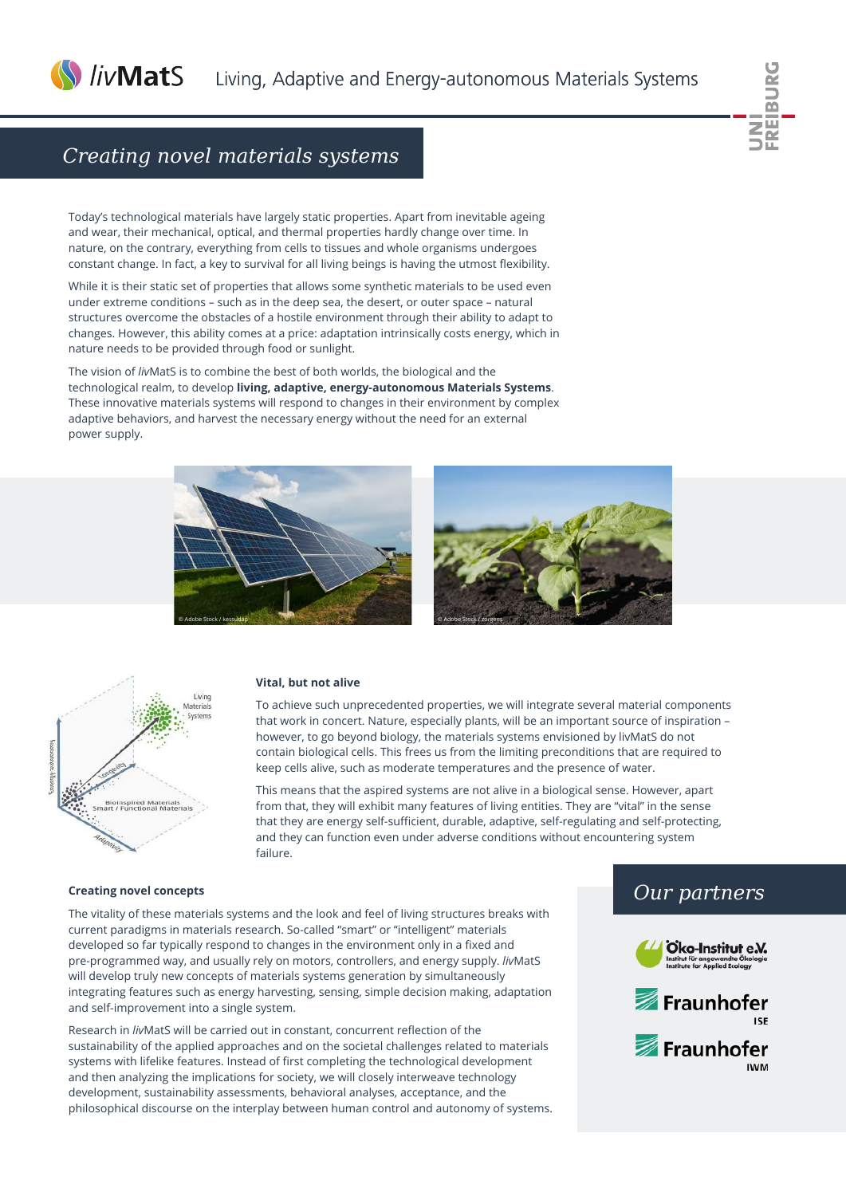# Creating novel materials systems

Today's technological materials have largely static properties. Apart from inevitable ageing and wear, their mechanical, optical, and thermal properties hardly change over time. In nature, on the contrary, everything from cells to tissues and whole organisms undergoes constant change. In fact, a key to survival for all living beings is having the utmost flexibility.

While it is their static set of properties that allows some synthetic materials to be used even under extreme conditions – such as in the deep sea, the desert, or outer space – natural structures overcome the obstacles of a hostile environment through their ability to adapt to changes. However, this ability comes at a price: adaptation intrinsically costs energy, which in nature needs to be provided through food or sunlight.

The vision of *liv*MatS is to combine the best of both worlds, the biological and the technological realm, to develop **living, adaptive, energy-autonomous Materials Systems**. These innovative materials systems will respond to changes in their environment by complex adaptive behaviors, and harvest the necessary energy without the need for an external power supply.

© Adobe Stock / kessudap

© Adobe Stock / zorgens

### Vital, but not alive

To achieve such unprecedented properties, we will integrate several material components that work in concert. Nature, especially plants, will be an important source of inspiration – however, to go beyond biology, the materials systems envisioned by livMatS do not contain biological cells. This frees us from the limiting preconditions that are required to keep cells alive, such as moderate temperatures and the presence of water.

This means that the aspired systems are not alive in a biological sense. However, apart from that, they will exhibit many features of living entities. They are "vital" in the sense that they are energy self-sufficient, durable, adaptive, self-regulating and self-protecting, and they can function even under adverse conditions without encountering system failure.

### Creating novel concepts

The vitality of these materials systems and the look and feel of living structures breaks with current paradigms in materials research. So-called "smart" or "intelligent" materials developed so far typically respond to changes in the environment only in a fixed and pre-programmed way, and usually rely on motors, controllers, and energy supply. *liv*MatS will develop truly new concepts of materials systems generation by simultaneously integrating features such as energy harvesting, sensing, simple decision making, adaptation and self-improvement into a single system.

Research in *liv*MatS will be carried out in constant, concurrent reflection of the sustainability of the applied approaches and on the societal challenges related to materials systems with lifelike features. Instead of first completing the technological development and then analyzing the implications for society, we will closely interweave technology development, sustainability assessments, behavioral analyses, acceptance, and the philosophical discourse on the interplay between human control and autonomy of systems.

## Our partners

Öko-Institut e.V. – Institut für angewandte Ökologie / Institute for Applied Ecology

Fraunhofer ISE

Fraunhofer IWM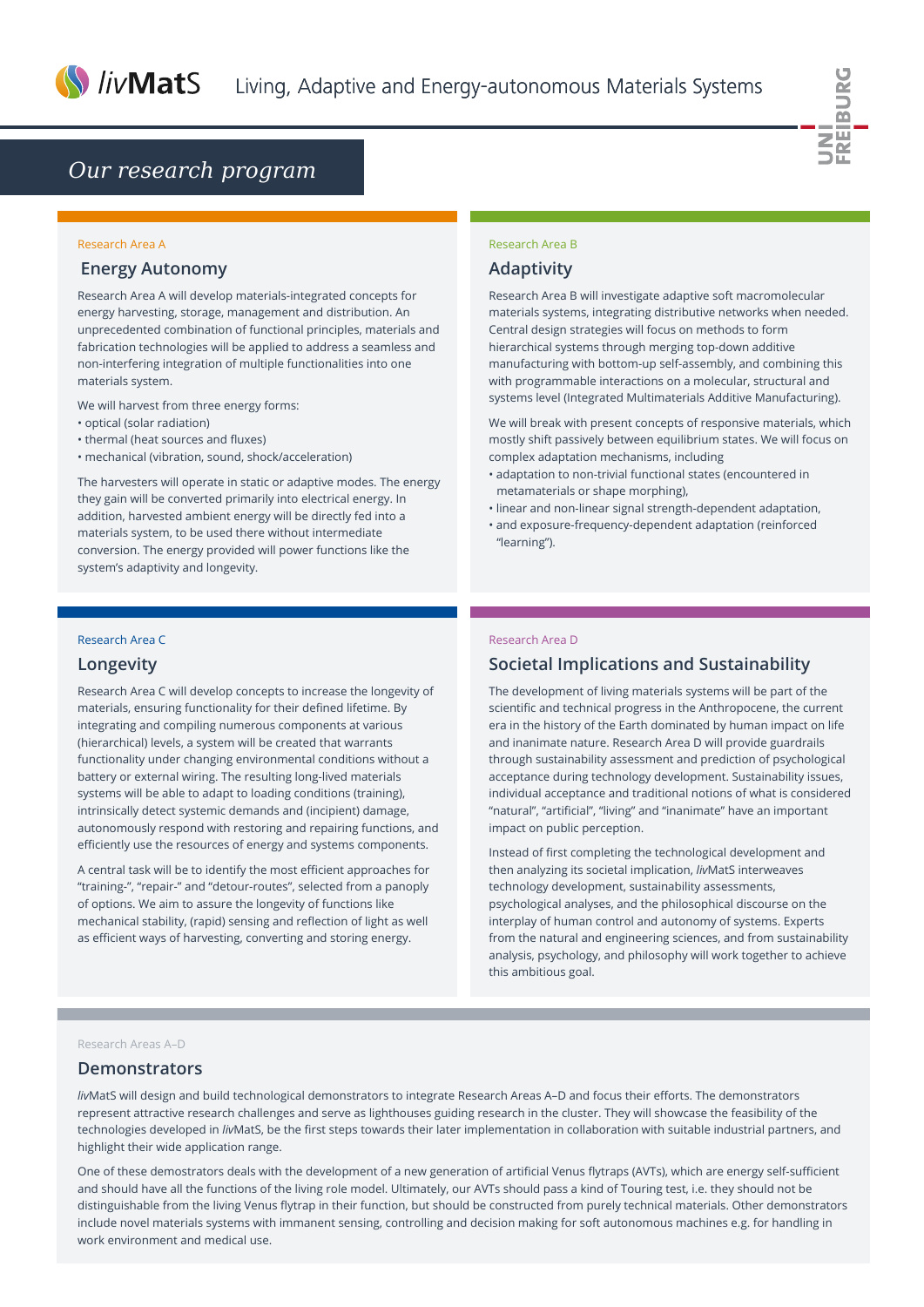*liv*MatS Living, Adaptive and Energy-autonomous Materials Systems

# Our research program

Research Area A

## Energy Autonomy

Research Area A will develop materials-integrated concepts for energy harvesting, storage, management and distribution. An unprecedented combination of functional principles, materials and fabrication technologies will be applied to address a seamless and non-interfering integration of multiple functionalities into one materials system.

We will harvest from three energy forms:

- optical (solar radiation)
- thermal (heat sources and fluxes)
- mechanical (vibration, sound, shock/acceleration)

The harvesters will operate in static or adaptive modes. The energy they gain will be converted primarily into electrical energy. In addition, harvested ambient energy will be directly fed into a materials system, to be used there without intermediate conversion. The energy provided will power functions like the system's adaptivity and longevity.

Research Area B

## Adaptivity

Research Area B will investigate adaptive soft macromolecular materials systems, integrating distributive networks when needed. Central design strategies will focus on methods to form hierarchical systems through merging top-down additive manufacturing with bottom-up self-assembly, and combining this with programmable interactions on a molecular, structural and systems level (Integrated Multimaterials Additive Manufacturing).

We will break with present concepts of responsive materials, which mostly shift passively between equilibrium states. We will focus on complex adaptation mechanisms, including

- adaptation to non-trivial functional states (encountered in metamaterials or shape morphing),
- linear and non-linear signal strength-dependent adaptation,
- and exposure-frequency-dependent adaptation (reinforced "learning").

Research Area C

## Longevity

Research Area C will develop concepts to increase the longevity of materials, ensuring functionality for their defined lifetime. By integrating and compiling numerous components at various (hierarchical) levels, a system will be created that warrants functionality under changing environmental conditions without a battery or external wiring. The resulting long-lived materials systems will be able to adapt to loading conditions (training), intrinsically detect systemic demands and (incipient) damage, autonomously respond with restoring and repairing functions, and efficiently use the resources of energy and systems components.

A central task will be to identify the most efficient approaches for "training-", "repair-" and "detour-routes", selected from a panoply of options. We aim to assure the longevity of functions like mechanical stability, (rapid) sensing and reflection of light as well as efficient ways of harvesting, converting and storing energy.

Research Area D

## Societal Implications and Sustainability

The development of living materials systems will be part of the scientific and technical progress in the Anthropocene, the current era in the history of the Earth dominated by human impact on life and inanimate nature. Research Area D will provide guardrails through sustainability assessment and prediction of psychological acceptance during technology development. Sustainability issues, individual acceptance and traditional notions of what is considered "natural", "artificial", "living" and "inanimate" have an important impact on public perception.

Instead of first completing the technological development and then analyzing its societal implication, *liv*MatS interweaves technology development, sustainability assessments, psychological analyses, and the philosophical discourse on the interplay of human control and autonomy of systems. Experts from the natural and engineering sciences, and from sustainability analysis, psychology, and philosophy will work together to achieve this ambitious goal.

Research Areas A–D

## Demonstrators

*liv*MatS will design and build technological demonstrators to integrate Research Areas A–D and focus their efforts. The demonstrators represent attractive research challenges and serve as lighthouses guiding research in the cluster. They will showcase the feasibility of the technologies developed in *liv*MatS, be the first steps towards their later implementation in collaboration with suitable industrial partners, and highlight their wide application range.

One of these demostrators deals with the development of a new generation of artificial Venus flytraps (AVTs), which are energy self-sufficient and should have all the functions of the living role model. Ultimately, our AVTs should pass a kind of Touring test, i.e. they should not be distinguishable from the living Venus flytrap in their function, but should be constructed from purely technical materials. Other demonstrators include novel materials systems with immanent sensing, controlling and decision making for soft autonomous machines e.g. for handling in work environment and medical use.